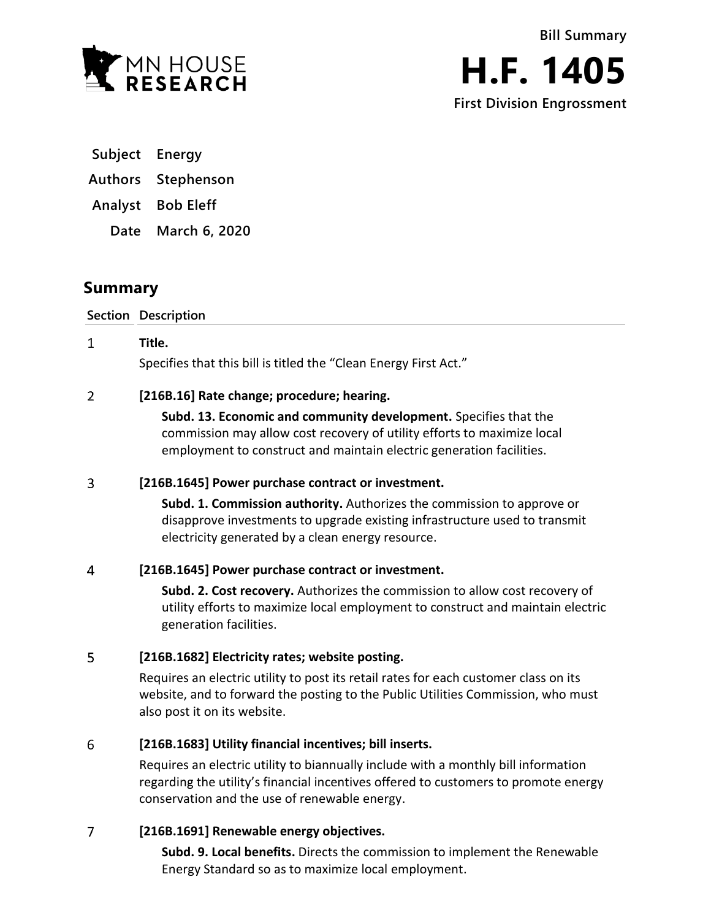Bill Summary

# H.F. 1405

First Division Engrossment

| | |
|---|---|
| **Subject** | Energy |
| **Authors** | Stephenson |
| **Analyst** | Bob Eleff |
| **Date** | March 6, 2020 |

## Summary

| Section | Description |
|---|---|
| 1 | **Title.**<br>Specifies that this bill is titled the "Clean Energy First Act." |
| 2 | **[216B.16] Rate change; procedure; hearing.**<br>**Subd. 13. Economic and community development.** Specifies that the commission may allow cost recovery of utility efforts to maximize local employment to construct and maintain electric generation facilities. |
| 3 | **[216B.1645] Power purchase contract or investment.**<br>**Subd. 1. Commission authority.** Authorizes the commission to approve or disapprove investments to upgrade existing infrastructure used to transmit electricity generated by a clean energy resource. |
| 4 | **[216B.1645] Power purchase contract or investment.**<br>**Subd. 2. Cost recovery.** Authorizes the commission to allow cost recovery of utility efforts to maximize local employment to construct and maintain electric generation facilities. |
| 5 | **[216B.1682] Electricity rates; website posting.**<br>Requires an electric utility to post its retail rates for each customer class on its website, and to forward the posting to the Public Utilities Commission, who must also post it on its website. |
| 6 | **[216B.1683] Utility financial incentives; bill inserts.**<br>Requires an electric utility to biannually include with a monthly bill information regarding the utility's financial incentives offered to customers to promote energy conservation and the use of renewable energy. |
| 7 | **[216B.1691] Renewable energy objectives.**<br>**Subd. 9. Local benefits.** Directs the commission to implement the Renewable Energy Standard so as to maximize local employment. |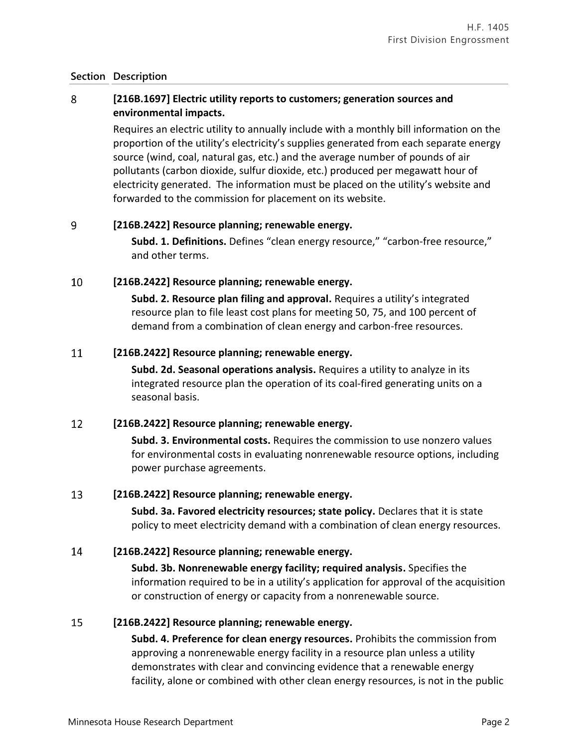| Section | Description |
|---|---|
| 8 | **[216B.1697] Electric utility reports to customers; generation sources and environmental impacts.** Requires an electric utility to annually include with a monthly bill information on the proportion of the utility's electricity's supplies generated from each separate energy source (wind, coal, natural gas, etc.) and the average number of pounds of air pollutants (carbon dioxide, sulfur dioxide, etc.) produced per megawatt hour of electricity generated. The information must be placed on the utility's website and forwarded to the commission for placement on its website. |
| 9 | **[216B.2422] Resource planning; renewable energy.** **Subd. 1. Definitions.** Defines "clean energy resource," "carbon-free resource," and other terms. |
| 10 | **[216B.2422] Resource planning; renewable energy.** **Subd. 2. Resource plan filing and approval.** Requires a utility's integrated resource plan to file least cost plans for meeting 50, 75, and 100 percent of demand from a combination of clean energy and carbon-free resources. |
| 11 | **[216B.2422] Resource planning; renewable energy.** **Subd. 2d. Seasonal operations analysis.** Requires a utility to analyze in its integrated resource plan the operation of its coal-fired generating units on a seasonal basis. |
| 12 | **[216B.2422] Resource planning; renewable energy.** **Subd. 3. Environmental costs.** Requires the commission to use nonzero values for environmental costs in evaluating nonrenewable resource options, including power purchase agreements. |
| 13 | **[216B.2422] Resource planning; renewable energy.** **Subd. 3a. Favored electricity resources; state policy.** Declares that it is state policy to meet electricity demand with a combination of clean energy resources. |
| 14 | **[216B.2422] Resource planning; renewable energy.** **Subd. 3b. Nonrenewable energy facility; required analysis.** Specifies the information required to be in a utility's application for approval of the acquisition or construction of energy or capacity from a nonrenewable source. |
| 15 | **[216B.2422] Resource planning; renewable energy.** **Subd. 4. Preference for clean energy resources.** Prohibits the commission from approving a nonrenewable energy facility in a resource plan unless a utility demonstrates with clear and convincing evidence that a renewable energy facility, alone or combined with other clean energy resources, is not in the public |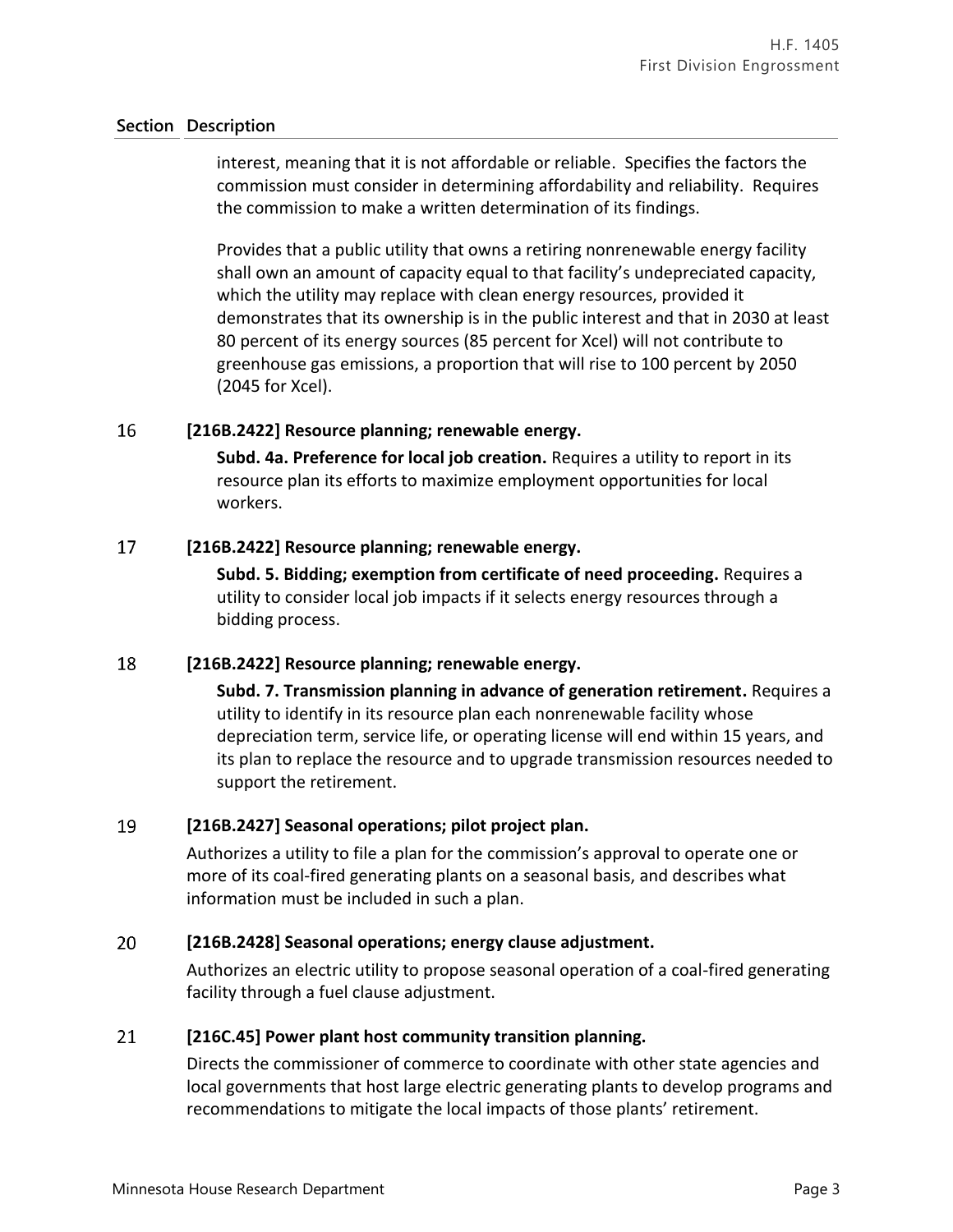| Section | Description |
|---|---|
| | interest, meaning that it is not affordable or reliable. Specifies the factors the commission must consider in determining affordability and reliability. Requires the commission to make a written determination of its findings.<br><br>Provides that a public utility that owns a retiring nonrenewable energy facility shall own an amount of capacity equal to that facility's undepreciated capacity, which the utility may replace with clean energy resources, provided it demonstrates that its ownership is in the public interest and that in 2030 at least 80 percent of its energy sources (85 percent for Xcel) will not contribute to greenhouse gas emissions, a proportion that will rise to 100 percent by 2050 (2045 for Xcel). |
| 16 | **[216B.2422] Resource planning; renewable energy.**<br><br>**Subd. 4a. Preference for local job creation.** Requires a utility to report in its resource plan its efforts to maximize employment opportunities for local workers. |
| 17 | **[216B.2422] Resource planning; renewable energy.**<br><br>**Subd. 5. Bidding; exemption from certificate of need proceeding.** Requires a utility to consider local job impacts if it selects energy resources through a bidding process. |
| 18 | **[216B.2422] Resource planning; renewable energy.**<br><br>**Subd. 7. Transmission planning in advance of generation retirement.** Requires a utility to identify in its resource plan each nonrenewable facility whose depreciation term, service life, or operating license will end within 15 years, and its plan to replace the resource and to upgrade transmission resources needed to support the retirement. |
| 19 | **[216B.2427] Seasonal operations; pilot project plan.**<br><br>Authorizes a utility to file a plan for the commission's approval to operate one or more of its coal-fired generating plants on a seasonal basis, and describes what information must be included in such a plan. |
| 20 | **[216B.2428] Seasonal operations; energy clause adjustment.**<br><br>Authorizes an electric utility to propose seasonal operation of a coal-fired generating facility through a fuel clause adjustment. |
| 21 | **[216C.45] Power plant host community transition planning.**<br><br>Directs the commissioner of commerce to coordinate with other state agencies and local governments that host large electric generating plants to develop programs and recommendations to mitigate the local impacts of those plants' retirement. |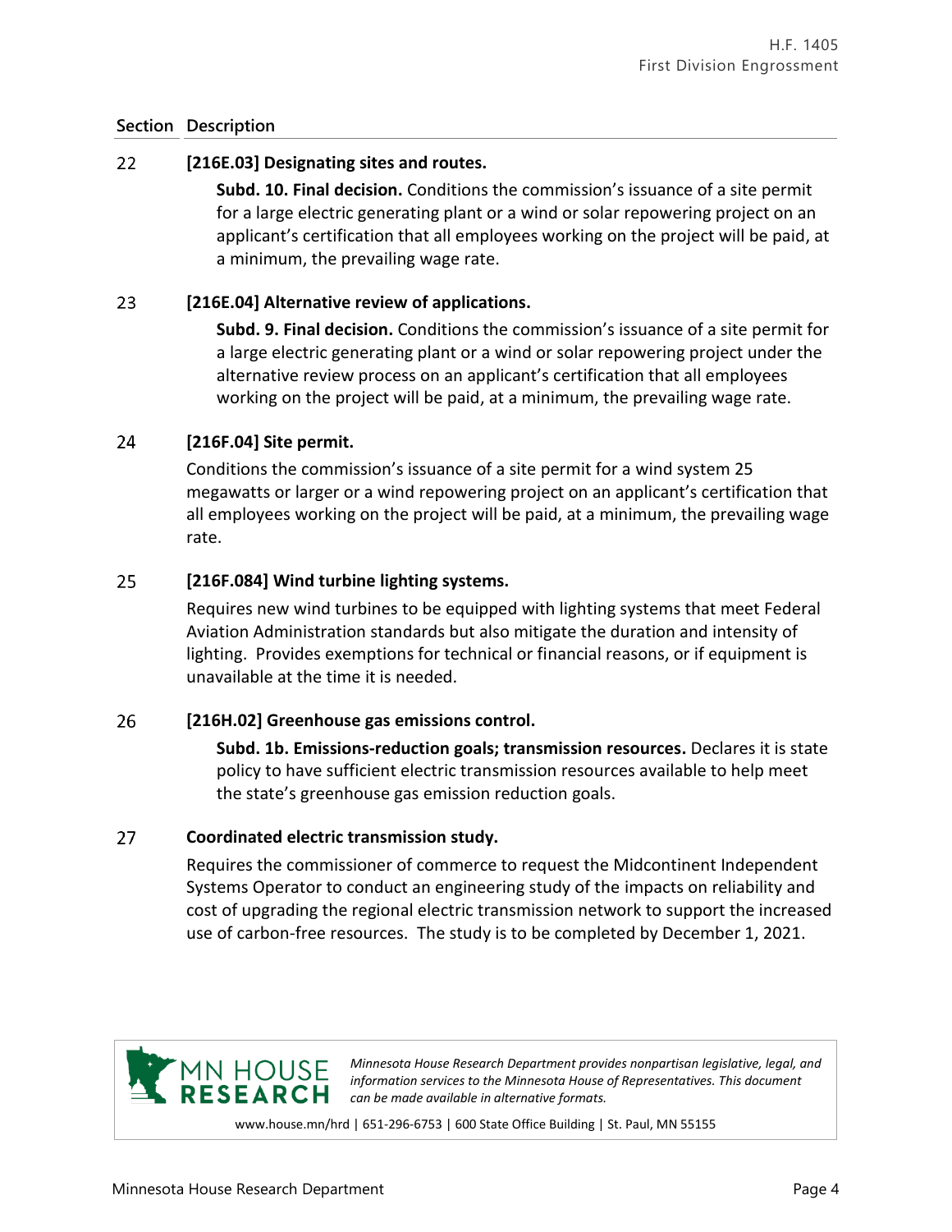| Section | Description |
|---|---|
| 22 | **[216E.03] Designating sites and routes.**<br><br>**Subd. 10. Final decision.** Conditions the commission's issuance of a site permit for a large electric generating plant or a wind or solar repowering project on an applicant's certification that all employees working on the project will be paid, at a minimum, the prevailing wage rate. |
| 23 | **[216E.04] Alternative review of applications.**<br><br>**Subd. 9. Final decision.** Conditions the commission's issuance of a site permit for a large electric generating plant or a wind or solar repowering project under the alternative review process on an applicant's certification that all employees working on the project will be paid, at a minimum, the prevailing wage rate. |
| 24 | **[216F.04] Site permit.**<br><br>Conditions the commission's issuance of a site permit for a wind system 25 megawatts or larger or a wind repowering project on an applicant's certification that all employees working on the project will be paid, at a minimum, the prevailing wage rate. |
| 25 | **[216F.084] Wind turbine lighting systems.**<br><br>Requires new wind turbines to be equipped with lighting systems that meet Federal Aviation Administration standards but also mitigate the duration and intensity of lighting. Provides exemptions for technical or financial reasons, or if equipment is unavailable at the time it is needed. |
| 26 | **[216H.02] Greenhouse gas emissions control.**<br><br>**Subd. 1b. Emissions-reduction goals; transmission resources.** Declares it is state policy to have sufficient electric transmission resources available to help meet the state's greenhouse gas emission reduction goals. |
| 27 | **Coordinated electric transmission study.**<br><br>Requires the commissioner of commerce to request the Midcontinent Independent Systems Operator to conduct an engineering study of the impacts on reliability and cost of upgrading the regional electric transmission network to support the increased use of carbon-free resources. The study is to be completed by December 1, 2021. |

MN HOUSE RESEARCH

*Minnesota House Research Department provides nonpartisan legislative, legal, and information services to the Minnesota House of Representatives. This document can be made available in alternative formats.*

www.house.mn/hrd | 651-296-6753 | 600 State Office Building | St. Paul, MN 55155